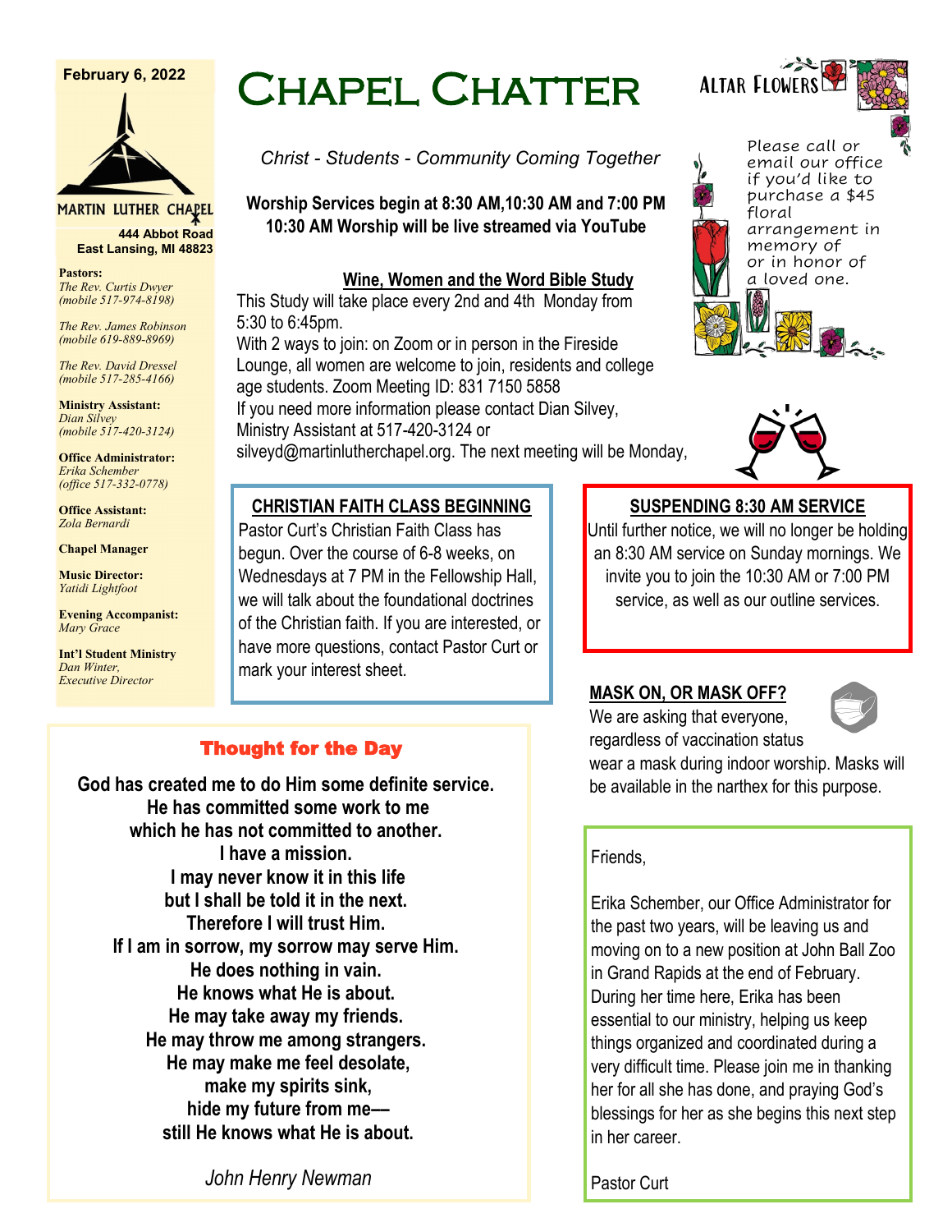**February 6, 2022**

MARTIN LUTHER CHAPEL

**444 Abbot Road**
**East Lansing, MI 48823**

**Pastors:**
*The Rev. Curtis Dwyer*
*(mobile 517-974-8198)*

*The Rev. James Robinson*
*(mobile 619-889-8969)*

*The Rev. David Dressel*
*(mobile 517-285-4166)*

**Ministry Assistant:**
*Dian Silvey*
*(mobile 517-420-3124)*

**Office Administrator:**
*Erika Schember*
*(office 517-332-0778)*

**Office Assistant:**
*Zola Bernardi*

**Chapel Manager**

**Music Director:**
*Yatidi Lightfoot*

**Evening Accompanist:**
*Mary Grace*

**Int'l Student Ministry**
*Dan Winter,*
*Executive Director*

# CHAPEL CHATTER

*Christ - Students - Community Coming Together*

**Worship Services begin at 8:30 AM,10:30 AM and 7:00 PM**
**10:30 AM Worship will be live streamed via YouTube**

## ALTAR FLOWERS

Please call or email our office if you'd like to purchase a $45 floral arrangement in memory of or in honor of a loved one.

## Wine, Women and the Word Bible Study

This Study will take place every 2nd and 4th Monday from 5:30 to 6:45pm.
With 2 ways to join: on Zoom or in person in the Fireside Lounge, all women are welcome to join, residents and college age students. Zoom Meeting ID: 831 7150 5858
If you need more information please contact Dian Silvey, Ministry Assistant at 517-420-3124 or silveyd@martinlutherchapel.org. The next meeting will be Monday,

## CHRISTIAN FAITH CLASS BEGINNING

Pastor Curt's Christian Faith Class has begun. Over the course of 6-8 weeks, on Wednesdays at 7 PM in the Fellowship Hall, we will talk about the foundational doctrines of the Christian faith. If you are interested, or have more questions, contact Pastor Curt or mark your interest sheet.

## SUSPENDING 8:30 AM SERVICE

Until further notice, we will no longer be holding an 8:30 AM service on Sunday mornings. We invite you to join the 10:30 AM or 7:00 PM service, as well as our outline services.

## Thought for the Day

**God has created me to do Him some definite service.**
**He has committed some work to me**
**which he has not committed to another.**
**I have a mission.**
**I may never know it in this life**
**but I shall be told it in the next.**
**Therefore I will trust Him.**
**If I am in sorrow, my sorrow may serve Him.**
**He does nothing in vain.**
**He knows what He is about.**
**He may take away my friends.**
**He may throw me among strangers.**
**He may make me feel desolate,**
**make my spirits sink,**
**hide my future from me—**
**still He knows what He is about.**

*John Henry Newman*

## MASK ON, OR MASK OFF?

We are asking that everyone, regardless of vaccination status wear a mask during indoor worship. Masks will be available in the narthex for this purpose.

Friends,

Erika Schember, our Office Administrator for the past two years, will be leaving us and moving on to a new position at John Ball Zoo in Grand Rapids at the end of February. During her time here, Erika has been essential to our ministry, helping us keep things organized and coordinated during a very difficult time. Please join me in thanking her for all she has done, and praying God's blessings for her as she begins this next step in her career.

Pastor Curt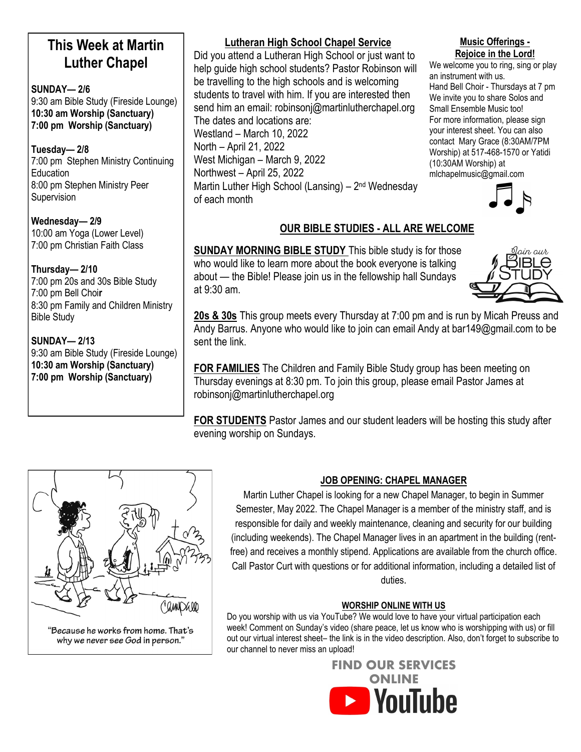# This Week at Martin Luther Chapel

**SUNDAY— 2/6**
9:30 am Bible Study (Fireside Lounge)
**10:30 am Worship (Sanctuary)**
**7:00 pm Worship (Sanctuary)**

**Tuesday— 2/8**
7:00 pm Stephen Ministry Continuing Education
8:00 pm Stephen Ministry Peer Supervision

**Wednesday— 2/9**
10:00 am Yoga (Lower Level)
7:00 pm Christian Faith Class

**Thursday— 2/10**
7:00 pm 20s and 30s Bible Study
7:00 pm Bell Choir
8:30 pm Family and Children Ministry Bible Study

**SUNDAY— 2/13**
9:30 am Bible Study (Fireside Lounge)
**10:30 am Worship (Sanctuary)**
**7:00 pm Worship (Sanctuary)**

## Lutheran High School Chapel Service

Did you attend a Lutheran High School or just want to help guide high school students? Pastor Robinson will be travelling to the high schools and is welcoming students to travel with him. If you are interested then send him an email: robinsonj@martinlutherchapel.org
The dates and locations are:
Westland – March 10, 2022
North – April 21, 2022
West Michigan – March 9, 2022
Northwest – April 25, 2022
Martin Luther High School (Lansing) – 2nd Wednesday of each month

## Music Offerings - Rejoice in the Lord!

We welcome you to ring, sing or play an instrument with us.
Hand Bell Choir - Thursdays at 7 pm
We invite you to share Solos and Small Ensemble Music too!
For more information, please sign your interest sheet. You can also contact Mary Grace (8:30AM/7PM Worship) at 517-468-1570 or Yatidi (10:30AM Worship) at mlchapelmusic@gmail.com

## OUR BIBLE STUDIES - ALL ARE WELCOME

**SUNDAY MORNING BIBLE STUDY** This bible study is for those who would like to learn more about the book everyone is talking about — the Bible! Please join us in the fellowship hall Sundays at 9:30 am.

**20s & 30s** This group meets every Thursday at 7:00 pm and is run by Micah Preuss and Andy Barrus. Anyone who would like to join can email Andy at bar149@gmail.com to be sent the link.

**FOR FAMILIES** The Children and Family Bible Study group has been meeting on Thursday evenings at 8:30 pm. To join this group, please email Pastor James at robinsonj@martinlutherchapel.org

**FOR STUDENTS** Pastor James and our student leaders will be hosting this study after evening worship on Sundays.

"Because he works from home. That's why we never see God in person."

## JOB OPENING: CHAPEL MANAGER

Martin Luther Chapel is looking for a new Chapel Manager, to begin in Summer Semester, May 2022. The Chapel Manager is a member of the ministry staff, and is responsible for daily and weekly maintenance, cleaning and security for our building (including weekends). The Chapel Manager lives in an apartment in the building (rent-free) and receives a monthly stipend. Applications are available from the church office. Call Pastor Curt with questions or for additional information, including a detailed list of duties.

## WORSHIP ONLINE WITH US

Do you worship with us via YouTube? We would love to have your virtual participation each week! Comment on Sunday's video (share peace, let us know who is worshipping with us) or fill out our virtual interest sheet– the link is in the video description. Also, don't forget to subscribe to our channel to never miss an upload!

FIND OUR SERVICES ONLINE
YouTube